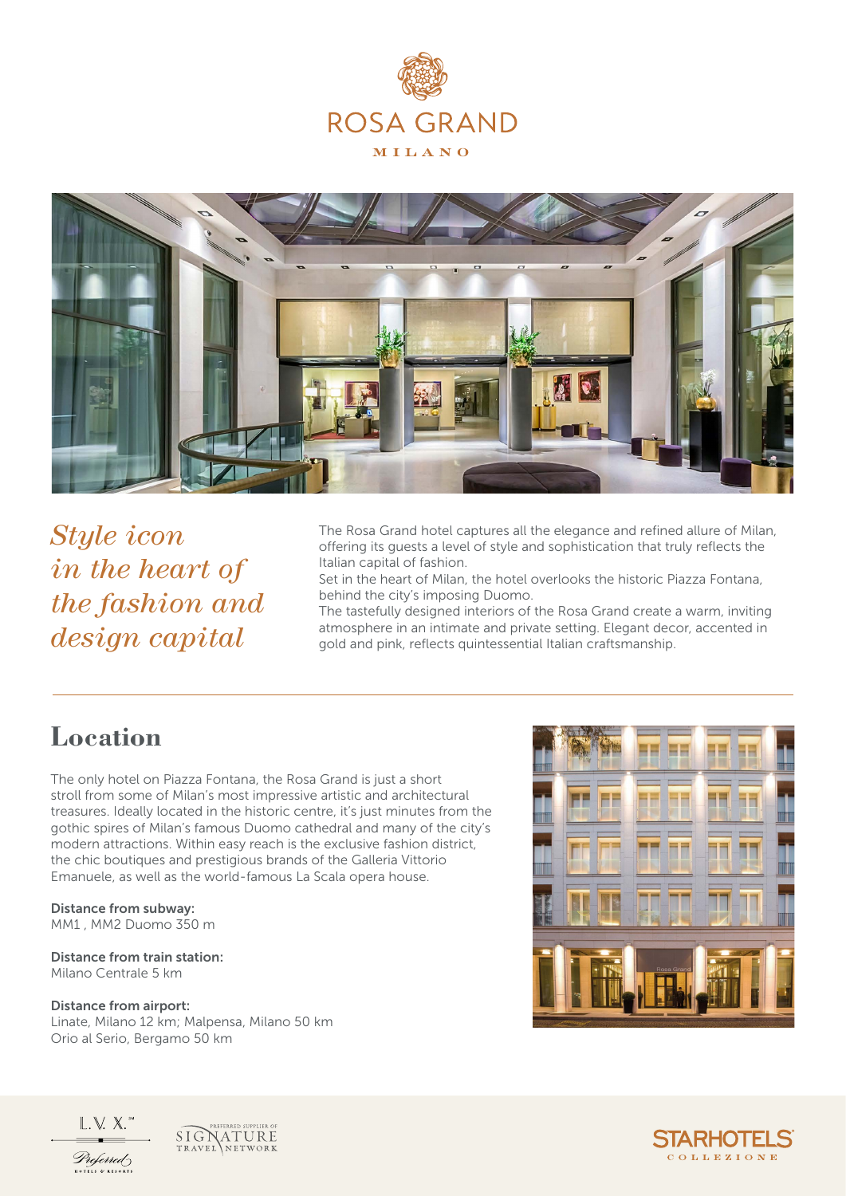# ROSA GRAND

MILANO

## *Style icon in the heart of the fashion and design capital*

The Rosa Grand hotel captures all the elegance and refined allure of Milan, offering its guests a level of style and sophistication that truly reflects the Italian capital of fashion.
Set in the heart of Milan, the hotel overlooks the historic Piazza Fontana, behind the city's imposing Duomo.
The tastefully designed interiors of the Rosa Grand create a warm, inviting atmosphere in an intimate and private setting. Elegant decor, accented in gold and pink, reflects quintessential Italian craftsmanship.

## Location

The only hotel on Piazza Fontana, the Rosa Grand is just a short stroll from some of Milan's most impressive artistic and architectural treasures. Ideally located in the historic centre, it's just minutes from the gothic spires of Milan's famous Duomo cathedral and many of the city's modern attractions. Within easy reach is the exclusive fashion district, the chic boutiques and prestigious brands of the Galleria Vittorio Emanuele, as well as the world-famous La Scala opera house.

**Distance from subway:**
MM1 , MM2 Duomo 350 m

**Distance from train station:**
Milano Centrale 5 km

**Distance from airport:**
Linate, Milano 12 km; Malpensa, Milano 50 km
Orio al Serio, Bergamo 50 km

L.V. X. Preferred Hotels & Resorts

Preferred Supplier of Signature Travel Network

STARHOTELS COLLEZIONE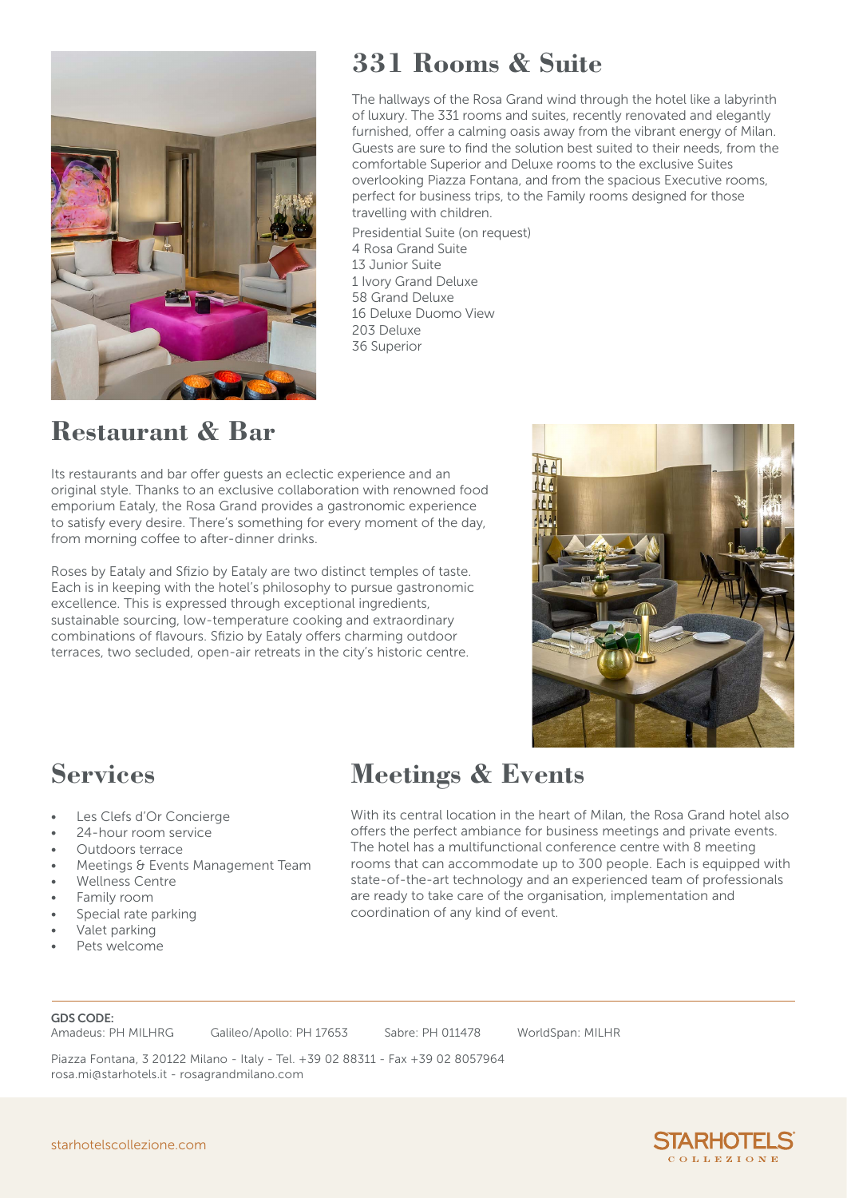## 331 Rooms & Suite

The hallways of the Rosa Grand wind through the hotel like a labyrinth of luxury. The 331 rooms and suites, recently renovated and elegantly furnished, offer a calming oasis away from the vibrant energy of Milan. Guests are sure to find the solution best suited to their needs, from the comfortable Superior and Deluxe rooms to the exclusive Suites overlooking Piazza Fontana, and from the spacious Executive rooms, perfect for business trips, to the Family rooms designed for those travelling with children.

Presidential Suite (on request)
4 Rosa Grand Suite
13 Junior Suite
1 Ivory Grand Deluxe
58 Grand Deluxe
16 Deluxe Duomo View
203 Deluxe
36 Superior

## Restaurant & Bar

Its restaurants and bar offer guests an eclectic experience and an original style. Thanks to an exclusive collaboration with renowned food emporium Eataly, the Rosa Grand provides a gastronomic experience to satisfy every desire. There's something for every moment of the day, from morning coffee to after-dinner drinks.

Roses by Eataly and Sfizio by Eataly are two distinct temples of taste. Each is in keeping with the hotel's philosophy to pursue gastronomic excellence. This is expressed through exceptional ingredients, sustainable sourcing, low-temperature cooking and extraordinary combinations of flavours. Sfizio by Eataly offers charming outdoor terraces, two secluded, open-air retreats in the city's historic centre.

## Services

- Les Clefs d'Or Concierge
- 24-hour room service
- Outdoors terrace
- Meetings & Events Management Team
- Wellness Centre
- Family room
- Special rate parking
- Valet parking
- Pets welcome

## Meetings & Events

With its central location in the heart of Milan, the Rosa Grand hotel also offers the perfect ambiance for business meetings and private events. The hotel has a multifunctional conference centre with 8 meeting rooms that can accommodate up to 300 people. Each is equipped with state-of-the-art technology and an experienced team of professionals are ready to take care of the organisation, implementation and coordination of any kind of event.

**GDS CODE:**
Amadeus: PH MILHRG    Galileo/Apollo: PH 17653    Sabre: PH 011478    WorldSpan: MILHR

Piazza Fontana, 3 20122 Milano - Italy - Tel. +39 02 88311 - Fax +39 02 8057964
rosa.mi@starhotels.it - rosagrandmilano.com

starhotelscollezione.com

STARHOTELS COLLEZIONE